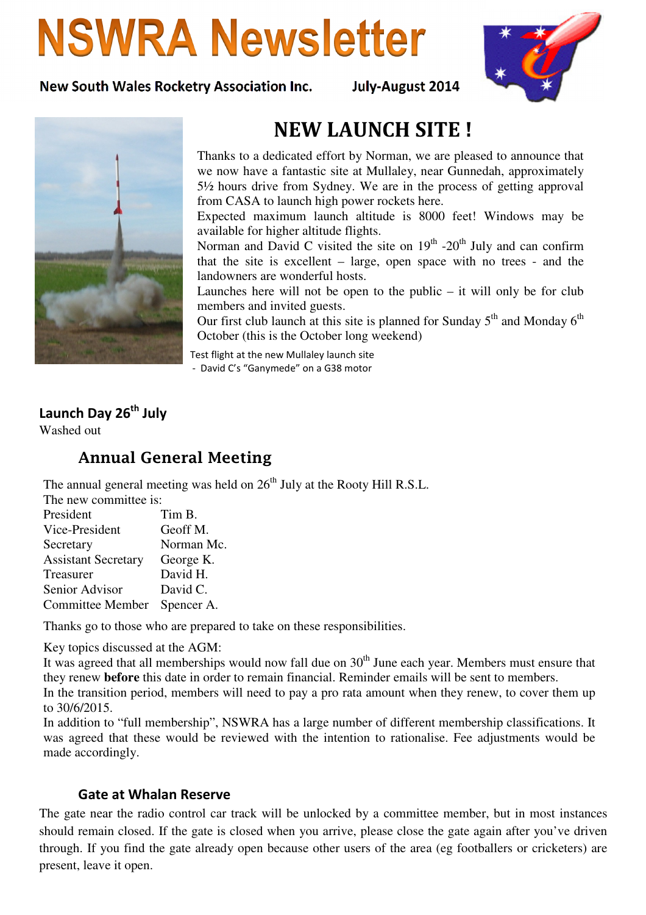# NSWRA Newsletter

New South Wales Rocketry Association Inc. July-August 2014

## NEW LAUNCH SITE !

Thanks to a dedicated effort by Norman, we are pleased to announce that we now have a fantastic site at Mullaley, near Gunnedah, approximately 5½ hours drive from Sydney. We are in the process of getting approval from CASA to launch high power rockets here.

Expected maximum launch altitude is 8000 feet! Windows may be available for higher altitude flights.

Norman and David C visited the site on 19th -20th July and can confirm that the site is excellent – large, open space with no trees - and the landowners are wonderful hosts.

Launches here will not be open to the public – it will only be for club members and invited guests.

Our first club launch at this site is planned for Sunday 5th and Monday 6th October (this is the October long weekend)

Test flight at the new Mullaley launch site
- David C's "Ganymede" on a G38 motor

### Launch Day 26th July

Washed out

## Annual General Meeting

The annual general meeting was held on 26th July at the Rooty Hill R.S.L.

The new committee is:

| | |
|---|---|
| President | Tim B. |
| Vice-President | Geoff M. |
| Secretary | Norman Mc. |
| Assistant Secretary | George K. |
| Treasurer | David H. |
| Senior Advisor | David C. |
| Committee Member | Spencer A. |

Thanks go to those who are prepared to take on these responsibilities.

Key topics discussed at the AGM:

It was agreed that all memberships would now fall due on 30th June each year. Members must ensure that they renew **before** this date in order to remain financial. Reminder emails will be sent to members.

In the transition period, members will need to pay a pro rata amount when they renew, to cover them up to 30/6/2015.

In addition to "full membership", NSWRA has a large number of different membership classifications. It was agreed that these would be reviewed with the intention to rationalise. Fee adjustments would be made accordingly.

### Gate at Whalan Reserve

The gate near the radio control car track will be unlocked by a committee member, but in most instances should remain closed. If the gate is closed when you arrive, please close the gate again after you've driven through. If you find the gate already open because other users of the area (eg footballers or cricketers) are present, leave it open.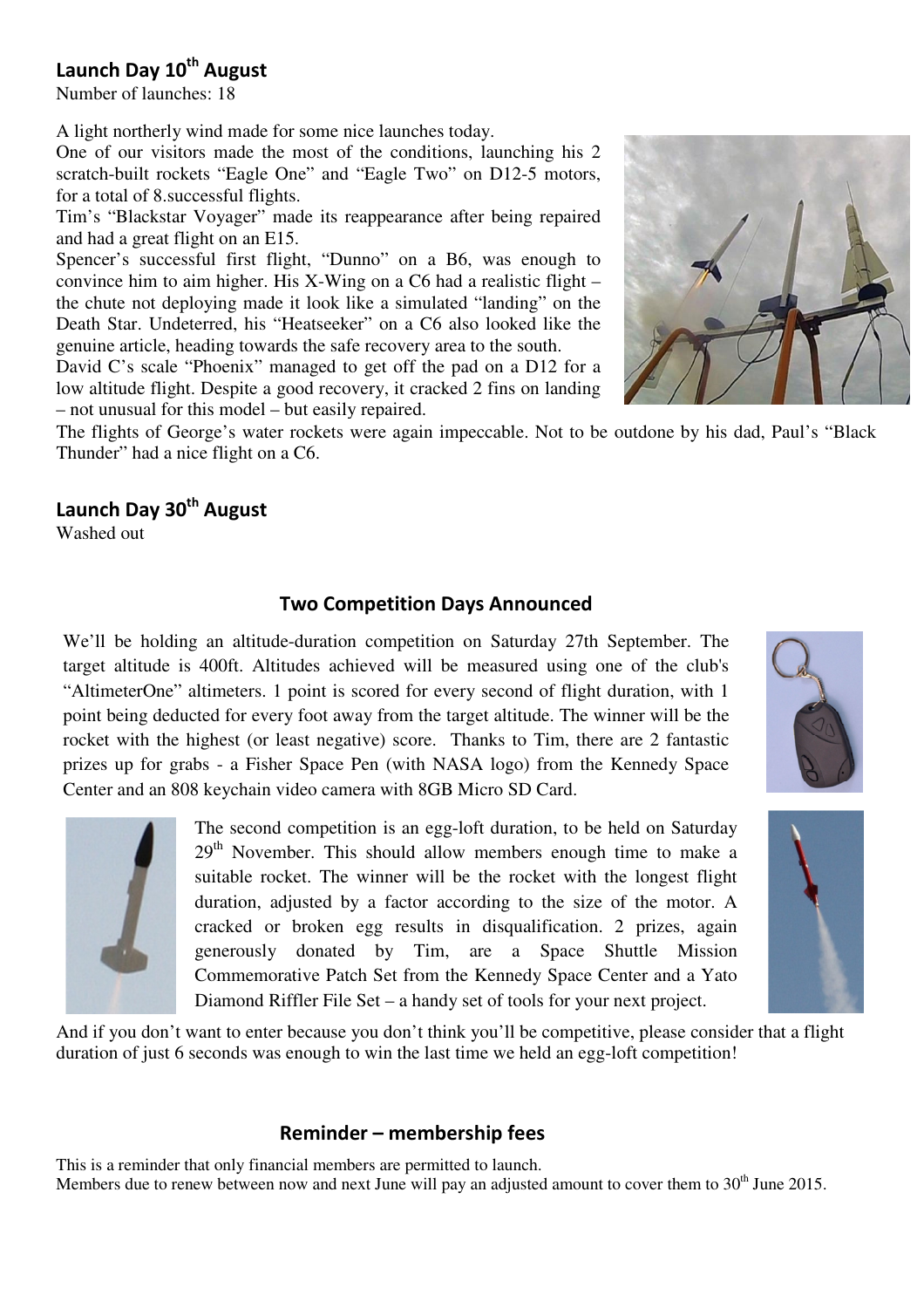## Launch Day 10th August

Number of launches: 18

A light northerly wind made for some nice launches today.

One of our visitors made the most of the conditions, launching his 2 scratch-built rockets "Eagle One" and "Eagle Two" on D12-5 motors, for a total of 8.successful flights.

Tim's "Blackstar Voyager" made its reappearance after being repaired and had a great flight on an E15.

Spencer's successful first flight, "Dunno" on a B6, was enough to convince him to aim higher. His X-Wing on a C6 had a realistic flight – the chute not deploying made it look like a simulated "landing" on the Death Star. Undeterred, his "Heatseeker" on a C6 also looked like the genuine article, heading towards the safe recovery area to the south.

David C's scale "Phoenix" managed to get off the pad on a D12 for a low altitude flight. Despite a good recovery, it cracked 2 fins on landing – not unusual for this model – but easily repaired.

The flights of George's water rockets were again impeccable. Not to be outdone by his dad, Paul's "Black Thunder" had a nice flight on a C6.

## Launch Day 30th August

Washed out

## Two Competition Days Announced

We'll be holding an altitude-duration competition on Saturday 27th September. The target altitude is 400ft. Altitudes achieved will be measured using one of the club's "AltimeterOne" altimeters. 1 point is scored for every second of flight duration, with 1 point being deducted for every foot away from the target altitude. The winner will be the rocket with the highest (or least negative) score. Thanks to Tim, there are 2 fantastic prizes up for grabs - a Fisher Space Pen (with NASA logo) from the Kennedy Space Center and an 808 keychain video camera with 8GB Micro SD Card.

The second competition is an egg-loft duration, to be held on Saturday 29th November. This should allow members enough time to make a suitable rocket. The winner will be the rocket with the longest flight duration, adjusted by a factor according to the size of the motor. A cracked or broken egg results in disqualification. 2 prizes, again generously donated by Tim, are a Space Shuttle Mission Commemorative Patch Set from the Kennedy Space Center and a Yato Diamond Riffler File Set – a handy set of tools for your next project.

And if you don't want to enter because you don't think you'll be competitive, please consider that a flight duration of just 6 seconds was enough to win the last time we held an egg-loft competition!

## Reminder – membership fees

This is a reminder that only financial members are permitted to launch.

Members due to renew between now and next June will pay an adjusted amount to cover them to 30th June 2015.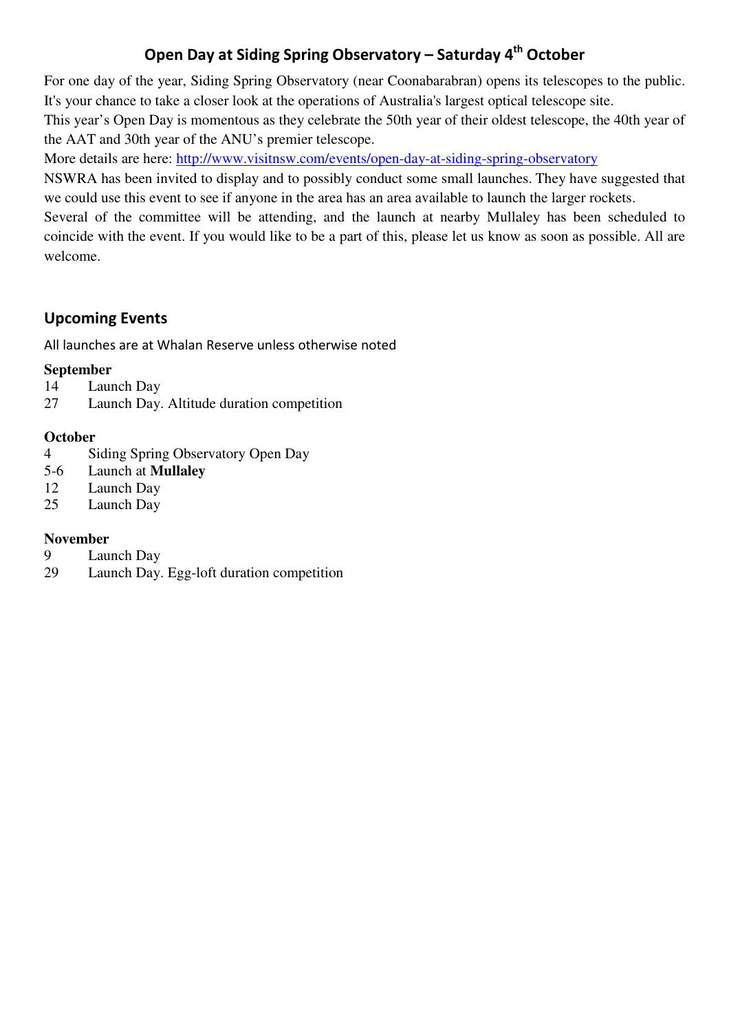## Open Day at Siding Spring Observatory – Saturday 4th October

For one day of the year, Siding Spring Observatory (near Coonabarabran) opens its telescopes to the public. It's your chance to take a closer look at the operations of Australia's largest optical telescope site.

This year's Open Day is momentous as they celebrate the 50th year of their oldest telescope, the 40th year of the AAT and 30th year of the ANU's premier telescope.

More details are here: [http://www.visitnsw.com/events/open-day-at-siding-spring-observatory](http://www.visitnsw.com/events/open-day-at-siding-spring-observatory)

NSWRA has been invited to display and to possibly conduct some small launches. They have suggested that we could use this event to see if anyone in the area has an area available to launch the larger rockets.

Several of the committee will be attending, and the launch at nearby Mullaley has been scheduled to coincide with the event. If you would like to be a part of this, please let us know as soon as possible. All are welcome.

## Upcoming Events

All launches are at Whalan Reserve unless otherwise noted

**September**

14 Launch Day
27 Launch Day. Altitude duration competition

**October**

4 Siding Spring Observatory Open Day
5-6 Launch at **Mullaley**
12 Launch Day
25 Launch Day

**November**

9 Launch Day
29 Launch Day. Egg-loft duration competition